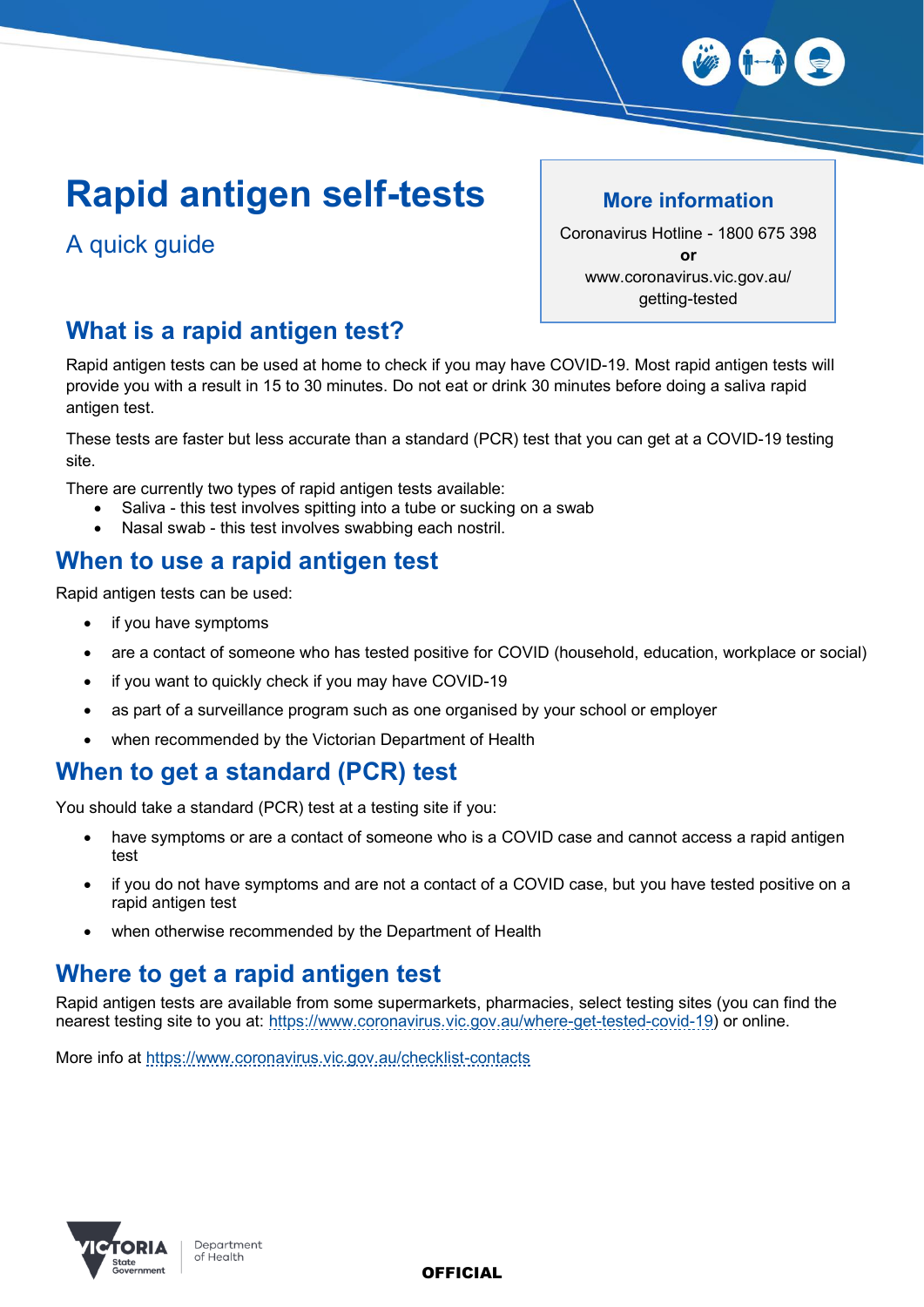# Rapid antigen self-tests

A quick guide

**More information**

Coronavirus Hotline - 1800 675 398

**or**

www.coronavirus.vic.gov.au/getting-tested

## What is a rapid antigen test?

Rapid antigen tests can be used at home to check if you may have COVID-19. Most rapid antigen tests will provide you with a result in 15 to 30 minutes. Do not eat or drink 30 minutes before doing a saliva rapid antigen test.

These tests are faster but less accurate than a standard (PCR) test that you can get at a COVID-19 testing site.

There are currently two types of rapid antigen tests available:

- Saliva - this test involves spitting into a tube or sucking on a swab
- Nasal swab - this test involves swabbing each nostril.

## When to use a rapid antigen test

Rapid antigen tests can be used:

- if you have symptoms
- are a contact of someone who has tested positive for COVID (household, education, workplace or social)
- if you want to quickly check if you may have COVID-19
- as part of a surveillance program such as one organised by your school or employer
- when recommended by the Victorian Department of Health

## When to get a standard (PCR) test

You should take a standard (PCR) test at a testing site if you:

- have symptoms or are a contact of someone who is a COVID case and cannot access a rapid antigen test
- if you do not have symptoms and are not a contact of a COVID case, but you have tested positive on a rapid antigen test
- when otherwise recommended by the Department of Health

## Where to get a rapid antigen test

Rapid antigen tests are available from some supermarkets, pharmacies, select testing sites (you can find the nearest testing site to you at: https://www.coronavirus.vic.gov.au/where-get-tested-covid-19) or online.

More info at https://www.coronavirus.vic.gov.au/checklist-contacts

OFFICIAL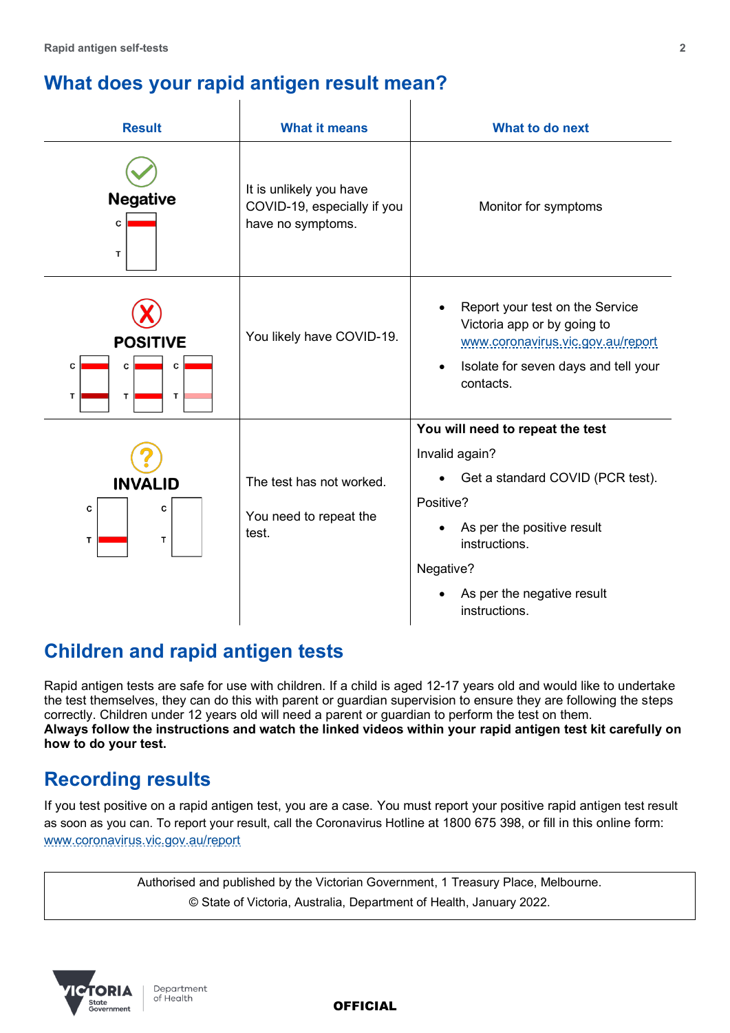## What does your rapid antigen result mean?

| Result | What it means | What to do next |
|---|---|---|
| **Negative** | It is unlikely you have COVID-19, especially if you have no symptoms. | Monitor for symptoms |
| **POSITIVE** | You likely have COVID-19. | • Report your test on the Service Victoria app or by going to www.coronavirus.vic.gov.au/report<br>• Isolate for seven days and tell your contacts. |
| **INVALID** | The test has not worked.<br><br>You need to repeat the test. | **You will need to repeat the test**<br>Invalid again?<br>• Get a standard COVID (PCR test).<br>Positive?<br>• As per the positive result instructions.<br>Negative?<br>• As per the negative result instructions. |

## Children and rapid antigen tests

Rapid antigen tests are safe for use with children. If a child is aged 12-17 years old and would like to undertake the test themselves, they can do this with parent or guardian supervision to ensure they are following the steps correctly. Children under 12 years old will need a parent or guardian to perform the test on them.
**Always follow the instructions and watch the linked videos within your rapid antigen test kit carefully on how to do your test.**

## Recording results

If you test positive on a rapid antigen test, you are a case. You must report your positive rapid antigen test result as soon as you can. To report your result, call the Coronavirus Hotline at 1800 675 398, or fill in this online form: www.coronavirus.vic.gov.au/report

Authorised and published by the Victorian Government, 1 Treasury Place, Melbourne.
© State of Victoria, Australia, Department of Health, January 2022.

OFFICIAL